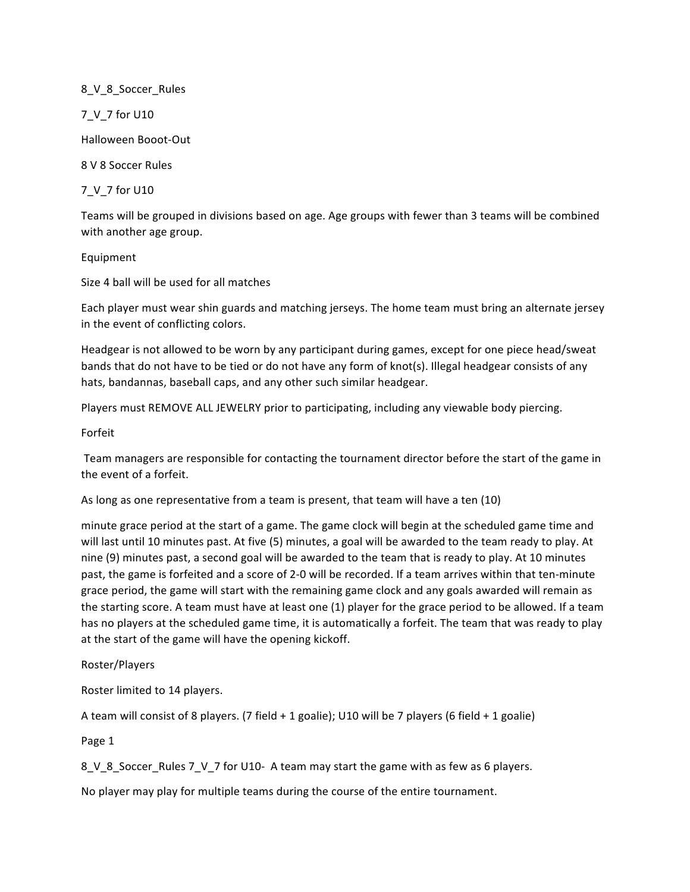8_V_8_Soccer_Rules

7_V_7 for U10

Halloween Booot-Out

# 8 V 8 Soccer Rules

7_V_7 for U10

Teams will be grouped in divisions based on age. Age groups with fewer than 3 teams will be combined with another age group.

## Equipment

Size 4 ball will be used for all matches

Each player must wear shin guards and matching jerseys. The home team must bring an alternate jersey in the event of conflicting colors.

Headgear is not allowed to be worn by any participant during games, except for one piece head/sweat bands that do not have to be tied or do not have any form of knot(s). Illegal headgear consists of any hats, bandannas, baseball caps, and any other such similar headgear.

Players must REMOVE ALL JEWELRY prior to participating, including any viewable body piercing.

## Forfeit

Team managers are responsible for contacting the tournament director before the start of the game in the event of a forfeit.

As long as one representative from a team is present, that team will have a ten (10) minute grace period at the start of a game. The game clock will begin at the scheduled game time and will last until 10 minutes past. At five (5) minutes, a goal will be awarded to the team ready to play. At nine (9) minutes past, a second goal will be awarded to the team that is ready to play. At 10 minutes past, the game is forfeited and a score of 2-0 will be recorded. If a team arrives within that ten-minute grace period, the game will start with the remaining game clock and any goals awarded will remain as the starting score. A team must have at least one (1) player for the grace period to be allowed. If a team has no players at the scheduled game time, it is automatically a forfeit. The team that was ready to play at the start of the game will have the opening kickoff.

## Roster/Players

Roster limited to 14 players.

A team will consist of 8 players. (7 field + 1 goalie); U10 will be 7 players (6 field + 1 goalie)

A team may start the game with as few as 6 players.

No player may play for multiple teams during the course of the entire tournament.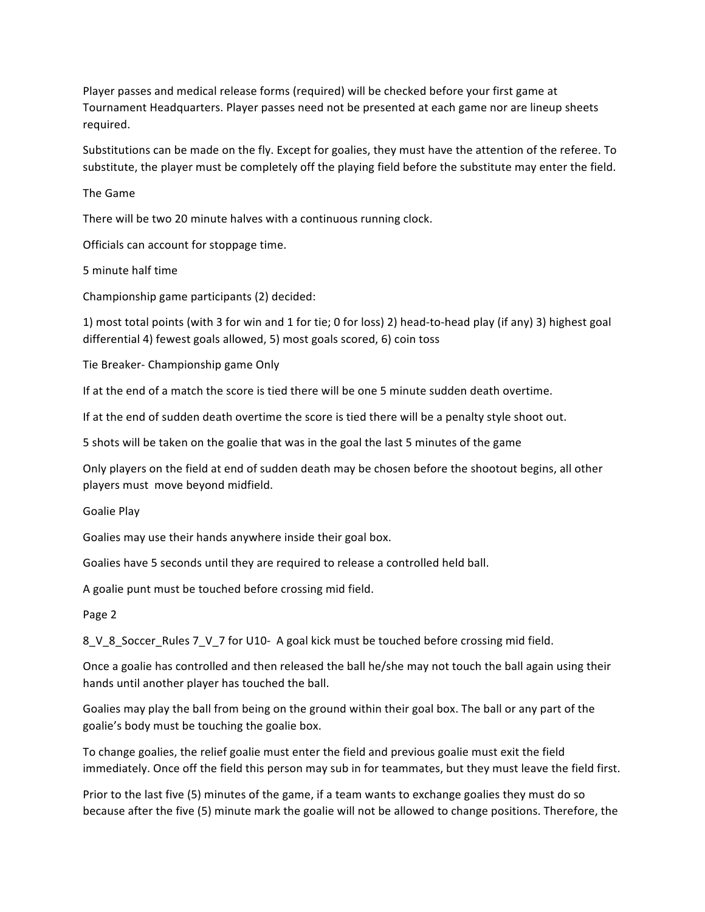Player passes and medical release forms (required) will be checked before your first game at Tournament Headquarters. Player passes need not be presented at each game nor are lineup sheets required.

Substitutions can be made on the fly. Except for goalies, they must have the attention of the referee. To substitute, the player must be completely off the playing field before the substitute may enter the field.

## The Game

There will be two 20 minute halves with a continuous running clock.

Officials can account for stoppage time.

5 minute half time

Championship game participants (2) decided:

1) most total points (with 3 for win and 1 for tie; 0 for loss) 2) head-to-head play (if any) 3) highest goal differential 4) fewest goals allowed, 5) most goals scored, 6) coin toss

## Tie Breaker- Championship game Only

If at the end of a match the score is tied there will be one 5 minute sudden death overtime.

If at the end of sudden death overtime the score is tied there will be a penalty style shoot out.

5 shots will be taken on the goalie that was in the goal the last 5 minutes of the game

Only players on the field at end of sudden death may be chosen before the shootout begins, all other players must move beyond midfield.

## Goalie Play

Goalies may use their hands anywhere inside their goal box.

Goalies have 5 seconds until they are required to release a controlled held ball.

A goalie punt must be touched before crossing mid field.

8_V_8_Soccer_Rules 7_V_7 for U10- A goal kick must be touched before crossing mid field.

Once a goalie has controlled and then released the ball he/she may not touch the ball again using their hands until another player has touched the ball.

Goalies may play the ball from being on the ground within their goal box. The ball or any part of the goalie's body must be touching the goalie box.

To change goalies, the relief goalie must enter the field and previous goalie must exit the field immediately. Once off the field this person may sub in for teammates, but they must leave the field first.

Prior to the last five (5) minutes of the game, if a team wants to exchange goalies they must do so because after the five (5) minute mark the goalie will not be allowed to change positions. Therefore, the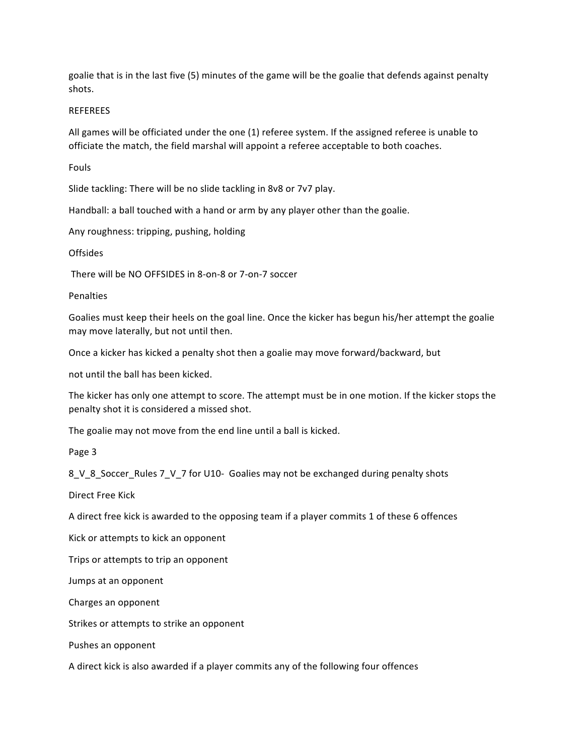goalie that is in the last five (5) minutes of the game will be the goalie that defends against penalty shots.

## REFEREES

All games will be officiated under the one (1) referee system. If the assigned referee is unable to officiate the match, the field marshal will appoint a referee acceptable to both coaches.

### Fouls

Slide tackling: There will be no slide tackling in 8v8 or 7v7 play.

Handball: a ball touched with a hand or arm by any player other than the goalie.

Any roughness: tripping, pushing, holding

### Offsides

There will be NO OFFSIDES in 8-on-8 or 7-on-7 soccer

### Penalties

Goalies must keep their heels on the goal line. Once the kicker has begun his/her attempt the goalie may move laterally, but not until then.

Once a kicker has kicked a penalty shot then a goalie may move forward/backward, but

not until the ball has been kicked.

The kicker has only one attempt to score. The attempt must be in one motion. If the kicker stops the penalty shot it is considered a missed shot.

The goalie may not move from the end line until a ball is kicked.

Goalies may not be exchanged during penalty shots

### Direct Free Kick

A direct free kick is awarded to the opposing team if a player commits 1 of these 6 offences

Kick or attempts to kick an opponent

Trips or attempts to trip an opponent

Jumps at an opponent

Charges an opponent

Strikes or attempts to strike an opponent

Pushes an opponent

A direct kick is also awarded if a player commits any of the following four offences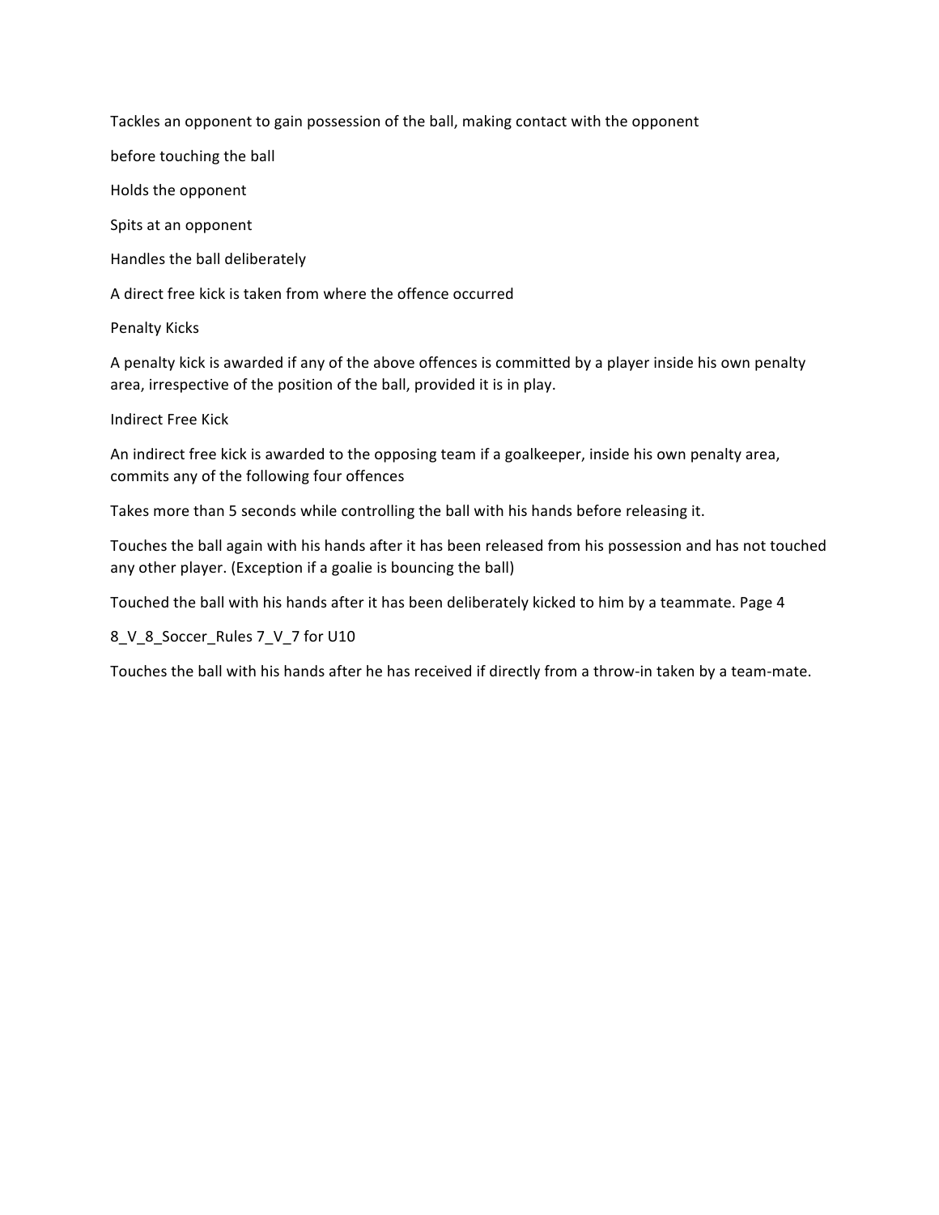Tackles an opponent to gain possession of the ball, making contact with the opponent before touching the ball

Holds the opponent

Spits at an opponent

Handles the ball deliberately

A direct free kick is taken from where the offence occurred

## Penalty Kicks

A penalty kick is awarded if any of the above offences is committed by a player inside his own penalty area, irrespective of the position of the ball, provided it is in play.

## Indirect Free Kick

An indirect free kick is awarded to the opposing team if a goalkeeper, inside his own penalty area, commits any of the following four offences

Takes more than 5 seconds while controlling the ball with his hands before releasing it.

Touches the ball again with his hands after it has been released from his possession and has not touched any other player. (Exception if a goalie is bouncing the ball)

Touched the ball with his hands after it has been deliberately kicked to him by a teammate.

Touches the ball with his hands after he has received if directly from a throw-in taken by a team-mate.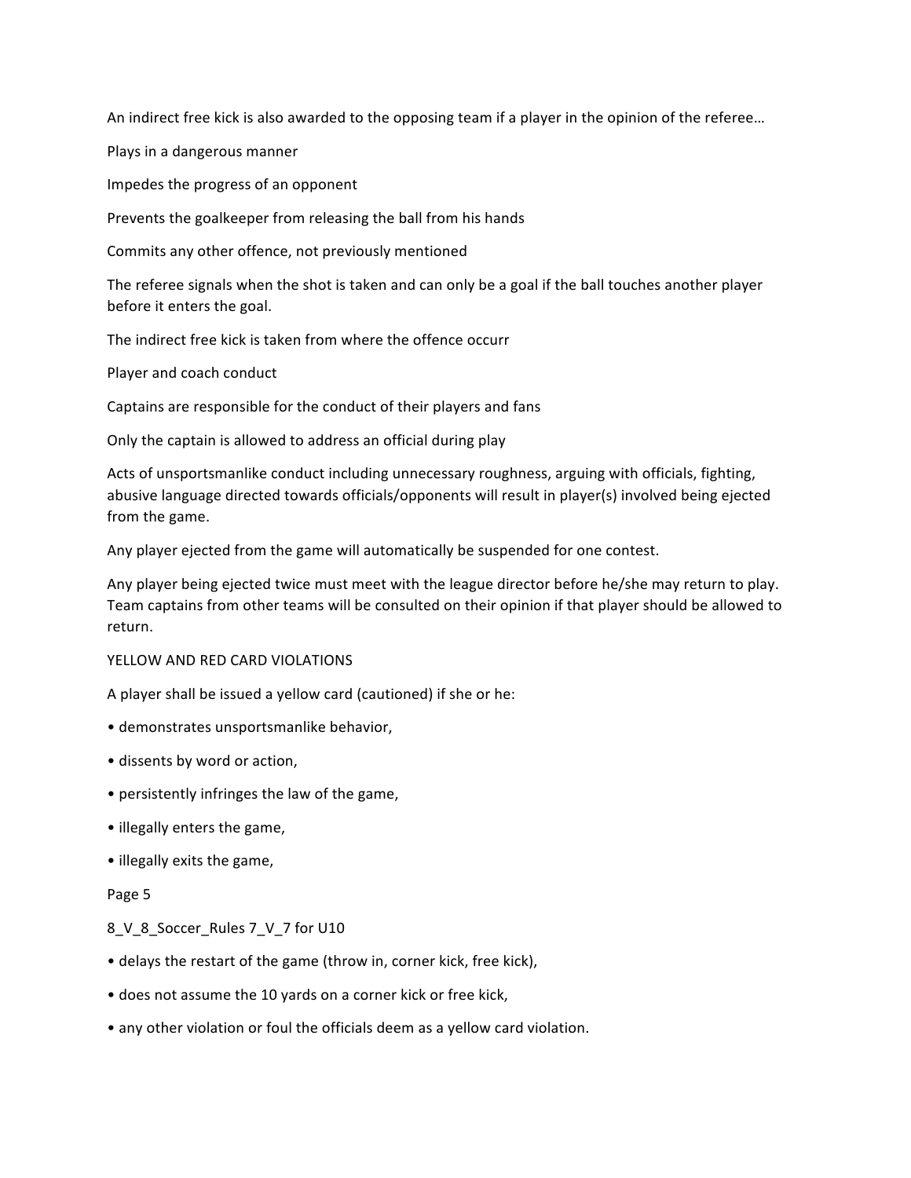An indirect free kick is also awarded to the opposing team if a player in the opinion of the referee…

Plays in a dangerous manner

Impedes the progress of an opponent

Prevents the goalkeeper from releasing the ball from his hands

Commits any other offence, not previously mentioned

The referee signals when the shot is taken and can only be a goal if the ball touches another player before it enters the goal.

The indirect free kick is taken from where the offence occurr

## Player and coach conduct

Captains are responsible for the conduct of their players and fans

Only the captain is allowed to address an official during play

Acts of unsportsmanlike conduct including unnecessary roughness, arguing with officials, fighting, abusive language directed towards officials/opponents will result in player(s) involved being ejected from the game.

Any player ejected from the game will automatically be suspended for one contest.

Any player being ejected twice must meet with the league director before he/she may return to play. Team captains from other teams will be consulted on their opinion if that player should be allowed to return.

## YELLOW AND RED CARD VIOLATIONS

A player shall be issued a yellow card (cautioned) if she or he:

- demonstrates unsportsmanlike behavior,
- dissents by word or action,
- persistently infringes the law of the game,
- illegally enters the game,
- illegally exits the game,
- delays the restart of the game (throw in, corner kick, free kick),
- does not assume the 10 yards on a corner kick or free kick,
- any other violation or foul the officials deem as a yellow card violation.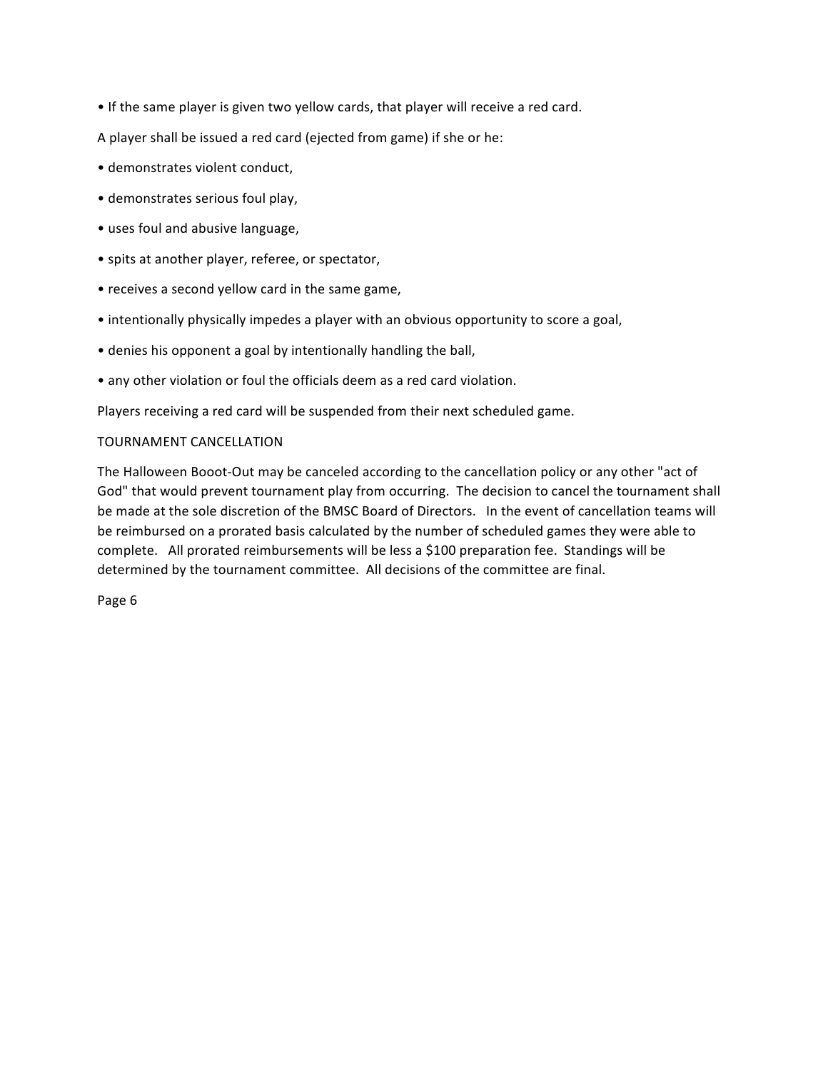- If the same player is given two yellow cards, that player will receive a red card.

A player shall be issued a red card (ejected from game) if she or he:

- demonstrates violent conduct,
- demonstrates serious foul play,
- uses foul and abusive language,
- spits at another player, referee, or spectator,
- receives a second yellow card in the same game,
- intentionally physically impedes a player with an obvious opportunity to score a goal,
- denies his opponent a goal by intentionally handling the ball,
- any other violation or foul the officials deem as a red card violation.

Players receiving a red card will be suspended from their next scheduled game.

TOURNAMENT CANCELLATION

The Halloween Booot-Out may be canceled according to the cancellation policy or any other "act of God" that would prevent tournament play from occurring. The decision to cancel the tournament shall be made at the sole discretion of the BMSC Board of Directors. In the event of cancellation teams will be reimbursed on a prorated basis calculated by the number of scheduled games they were able to complete. All prorated reimbursements will be less a $100 preparation fee. Standings will be determined by the tournament committee. All decisions of the committee are final.